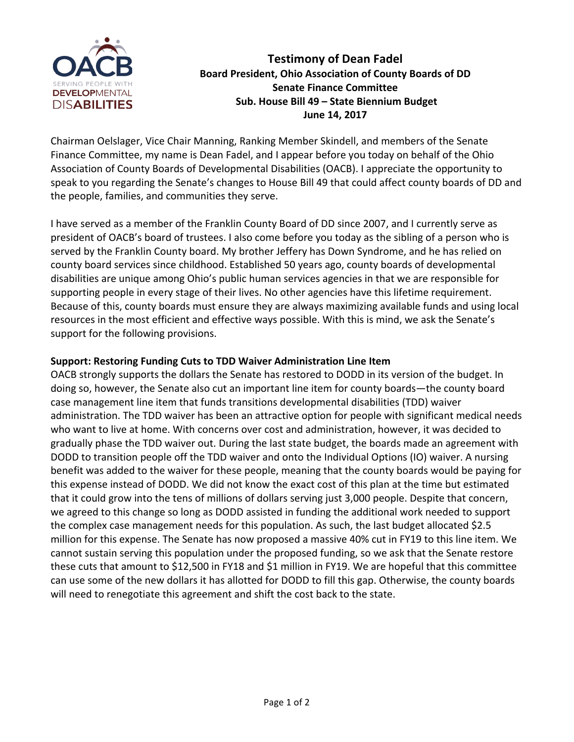**Testimony of Dean Fadel**
**Board President, Ohio Association of County Boards of DD**
**Senate Finance Committee**
**Sub. House Bill 49 – State Biennium Budget**
**June 14, 2017**

Chairman Oelslager, Vice Chair Manning, Ranking Member Skindell, and members of the Senate Finance Committee, my name is Dean Fadel, and I appear before you today on behalf of the Ohio Association of County Boards of Developmental Disabilities (OACB). I appreciate the opportunity to speak to you regarding the Senate's changes to House Bill 49 that could affect county boards of DD and the people, families, and communities they serve.

I have served as a member of the Franklin County Board of DD since 2007, and I currently serve as president of OACB's board of trustees. I also come before you today as the sibling of a person who is served by the Franklin County board. My brother Jeffery has Down Syndrome, and he has relied on county board services since childhood. Established 50 years ago, county boards of developmental disabilities are unique among Ohio's public human services agencies in that we are responsible for supporting people in every stage of their lives. No other agencies have this lifetime requirement. Because of this, county boards must ensure they are always maximizing available funds and using local resources in the most efficient and effective ways possible. With this is mind, we ask the Senate's support for the following provisions.

**Support: Restoring Funding Cuts to TDD Waiver Administration Line Item**

OACB strongly supports the dollars the Senate has restored to DODD in its version of the budget. In doing so, however, the Senate also cut an important line item for county boards—the county board case management line item that funds transitions developmental disabilities (TDD) waiver administration. The TDD waiver has been an attractive option for people with significant medical needs who want to live at home. With concerns over cost and administration, however, it was decided to gradually phase the TDD waiver out. During the last state budget, the boards made an agreement with DODD to transition people off the TDD waiver and onto the Individual Options (IO) waiver. A nursing benefit was added to the waiver for these people, meaning that the county boards would be paying for this expense instead of DODD. We did not know the exact cost of this plan at the time but estimated that it could grow into the tens of millions of dollars serving just 3,000 people. Despite that concern, we agreed to this change so long as DODD assisted in funding the additional work needed to support the complex case management needs for this population. As such, the last budget allocated $2.5 million for this expense. The Senate has now proposed a massive 40% cut in FY19 to this line item. We cannot sustain serving this population under the proposed funding, so we ask that the Senate restore these cuts that amount to $12,500 in FY18 and $1 million in FY19. We are hopeful that this committee can use some of the new dollars it has allotted for DODD to fill this gap. Otherwise, the county boards will need to renegotiate this agreement and shift the cost back to the state.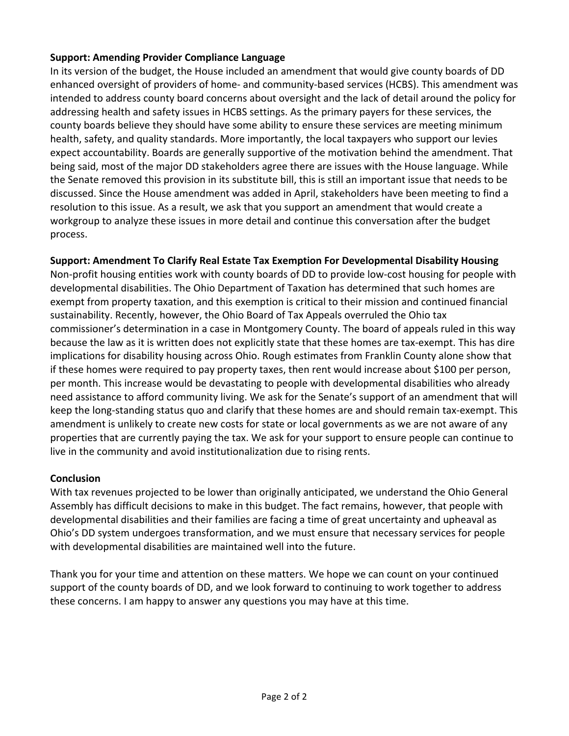**Support: Amending Provider Compliance Language**

In its version of the budget, the House included an amendment that would give county boards of DD enhanced oversight of providers of home- and community-based services (HCBS). This amendment was intended to address county board concerns about oversight and the lack of detail around the policy for addressing health and safety issues in HCBS settings. As the primary payers for these services, the county boards believe they should have some ability to ensure these services are meeting minimum health, safety, and quality standards. More importantly, the local taxpayers who support our levies expect accountability. Boards are generally supportive of the motivation behind the amendment. That being said, most of the major DD stakeholders agree there are issues with the House language. While the Senate removed this provision in its substitute bill, this is still an important issue that needs to be discussed. Since the House amendment was added in April, stakeholders have been meeting to find a resolution to this issue. As a result, we ask that you support an amendment that would create a workgroup to analyze these issues in more detail and continue this conversation after the budget process.

**Support: Amendment To Clarify Real Estate Tax Exemption For Developmental Disability Housing**

Non-profit housing entities work with county boards of DD to provide low-cost housing for people with developmental disabilities. The Ohio Department of Taxation has determined that such homes are exempt from property taxation, and this exemption is critical to their mission and continued financial sustainability. Recently, however, the Ohio Board of Tax Appeals overruled the Ohio tax commissioner's determination in a case in Montgomery County. The board of appeals ruled in this way because the law as it is written does not explicitly state that these homes are tax-exempt. This has dire implications for disability housing across Ohio. Rough estimates from Franklin County alone show that if these homes were required to pay property taxes, then rent would increase about $100 per person, per month. This increase would be devastating to people with developmental disabilities who already need assistance to afford community living. We ask for the Senate's support of an amendment that will keep the long-standing status quo and clarify that these homes are and should remain tax-exempt. This amendment is unlikely to create new costs for state or local governments as we are not aware of any properties that are currently paying the tax. We ask for your support to ensure people can continue to live in the community and avoid institutionalization due to rising rents.

**Conclusion**

With tax revenues projected to be lower than originally anticipated, we understand the Ohio General Assembly has difficult decisions to make in this budget. The fact remains, however, that people with developmental disabilities and their families are facing a time of great uncertainty and upheaval as Ohio's DD system undergoes transformation, and we must ensure that necessary services for people with developmental disabilities are maintained well into the future.

Thank you for your time and attention on these matters. We hope we can count on your continued support of the county boards of DD, and we look forward to continuing to work together to address these concerns. I am happy to answer any questions you may have at this time.